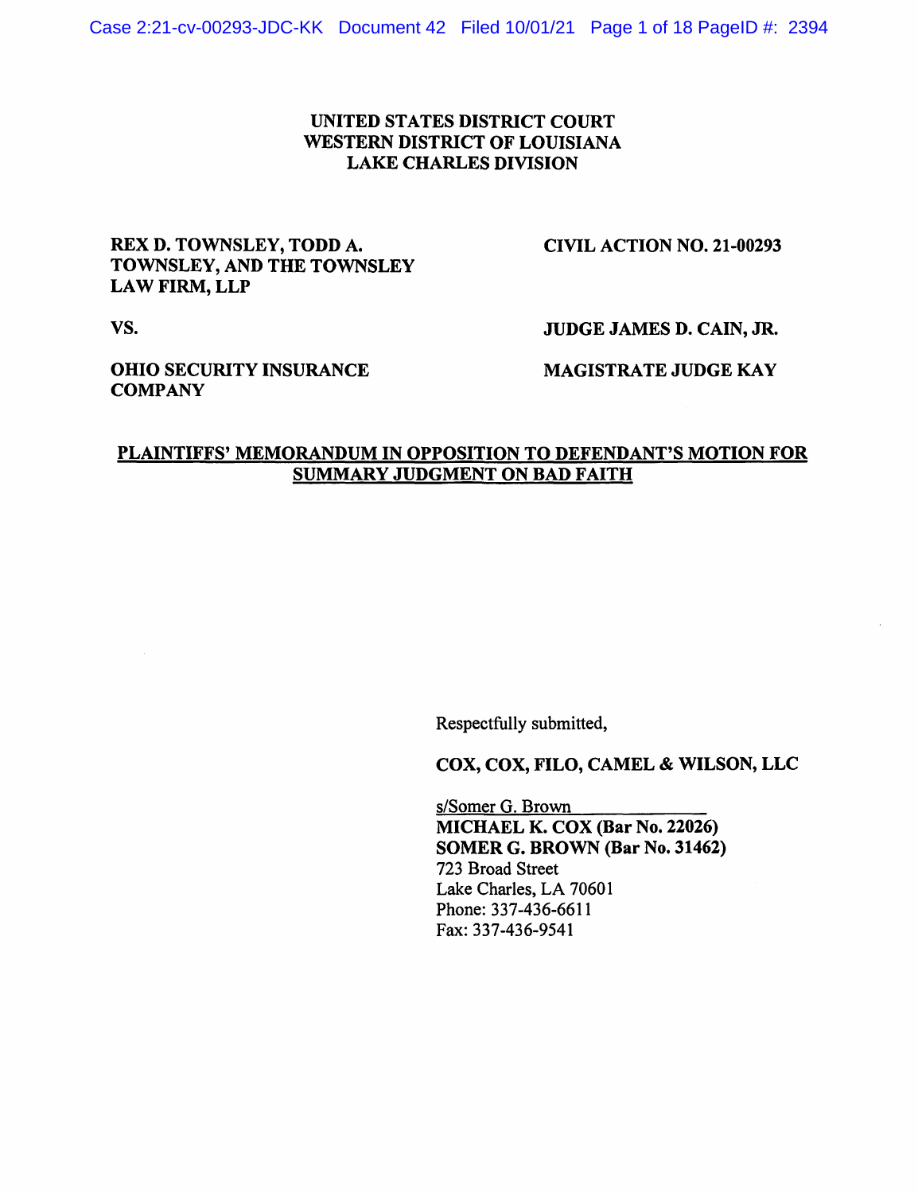**UNITED STATES DISTRICT COURT**
**WESTERN DISTRICT OF LOUISIANA**
**LAKE CHARLES DIVISION**

| | |
|---|---|
| **REX D. TOWNSLEY, TODD A. TOWNSLEY, AND THE TOWNSLEY LAW FIRM, LLP** | **CIVIL ACTION NO. 21-00293** |
| **VS.** | **JUDGE JAMES D. CAIN, JR.** |
| **OHIO SECURITY INSURANCE COMPANY** | **MAGISTRATE JUDGE KAY** |

**PLAINTIFFS' MEMORANDUM IN OPPOSITION TO DEFENDANT'S MOTION FOR SUMMARY JUDGMENT ON BAD FAITH**

Respectfully submitted,

**COX, COX, FILO, CAMEL & WILSON, LLC**

s/Somer G. Brown
**MICHAEL K. COX (Bar No. 22026)**
**SOMER G. BROWN (Bar No. 31462)**
723 Broad Street
Lake Charles, LA 70601
Phone: 337-436-6611
Fax: 337-436-9541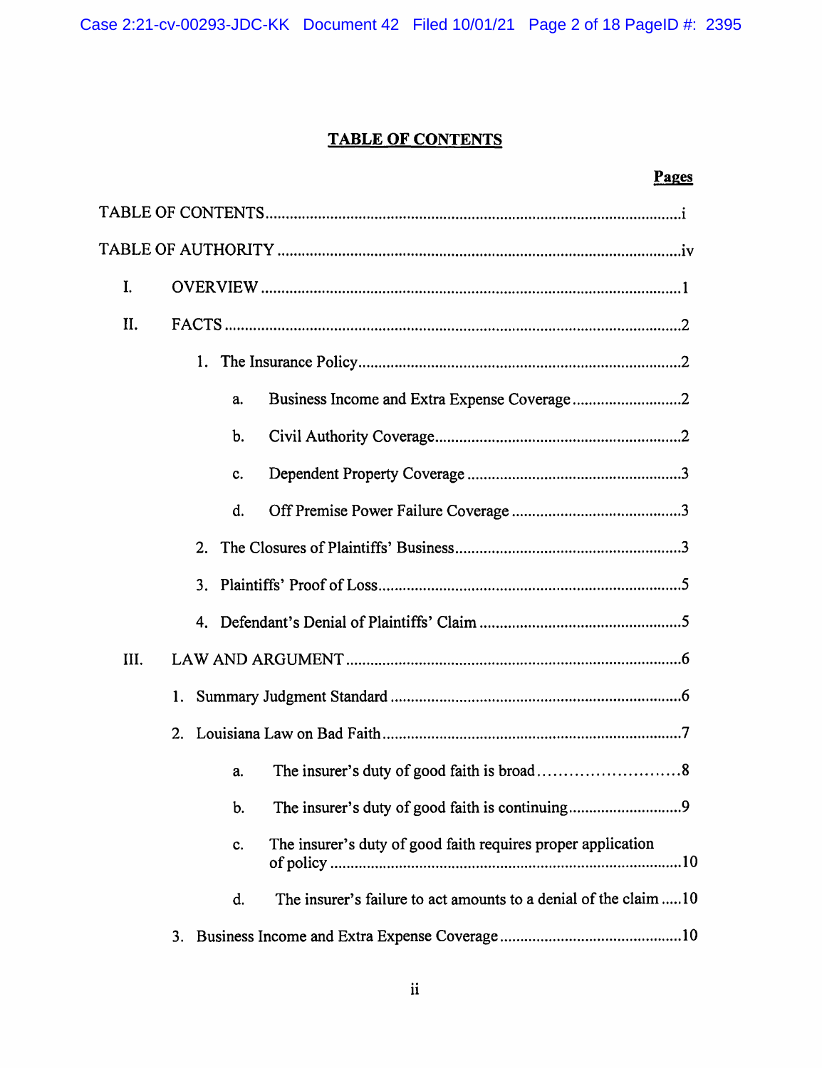## TABLE OF CONTENTS

| | Pages |
|---|---|
| TABLE OF CONTENTS | i |
| TABLE OF AUTHORITY | iv |
| I. OVERVIEW | 1 |
| II. FACTS | 2 |
| 1. The Insurance Policy | 2 |
| a. Business Income and Extra Expense Coverage | 2 |
| b. Civil Authority Coverage | 2 |
| c. Dependent Property Coverage | 3 |
| d. Off Premise Power Failure Coverage | 3 |
| 2. The Closures of Plaintiffs' Business | 3 |
| 3. Plaintiffs' Proof of Loss | 5 |
| 4. Defendant's Denial of Plaintiffs' Claim | 5 |
| III. LAW AND ARGUMENT | 6 |
| 1. Summary Judgment Standard | 6 |
| 2. Louisiana Law on Bad Faith | 7 |
| a. The insurer's duty of good faith is broad | 8 |
| b. The insurer's duty of good faith is continuing | 9 |
| c. The insurer's duty of good faith requires proper application of policy | 10 |
| d. The insurer's failure to act amounts to a denial of the claim | 10 |
| 3. Business Income and Extra Expense Coverage | 10 |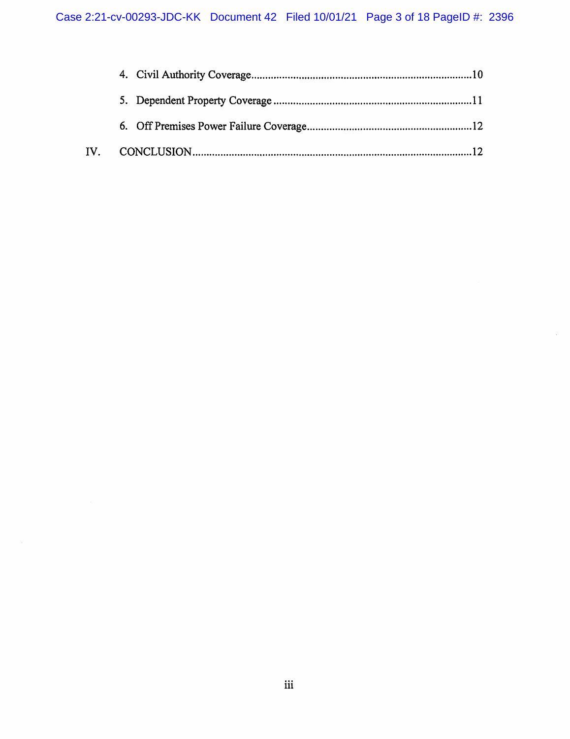4. Civil Authority Coverage ..........10

5. Dependent Property Coverage ..........11

6. Off Premises Power Failure Coverage ..........12

IV. CONCLUSION ..........12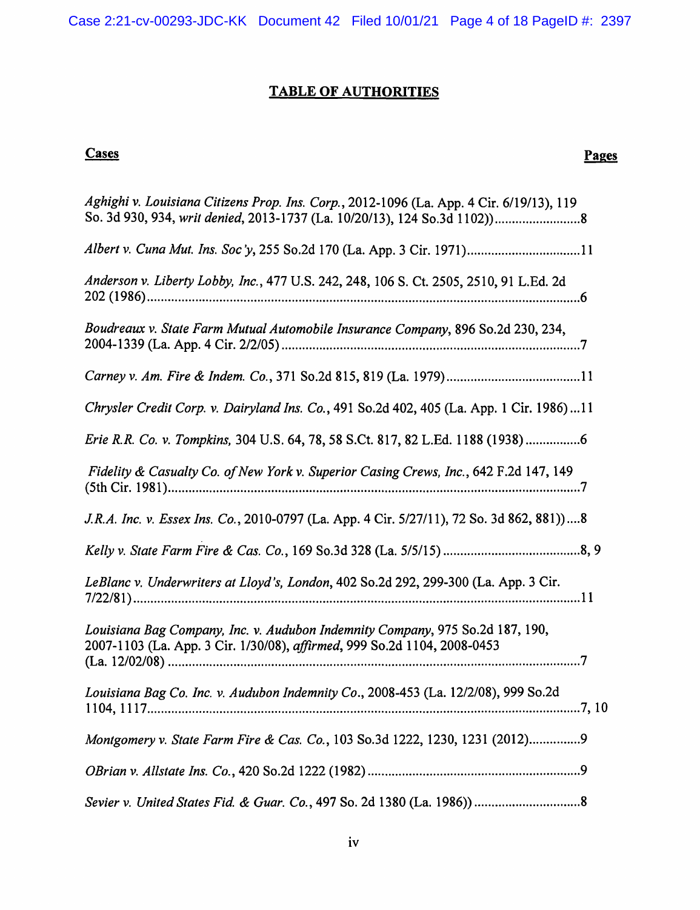# TABLE OF AUTHORITIES

**Cases** **Pages**

*Aghighi v. Louisiana Citizens Prop. Ins. Corp.*, 2012-1096 (La. App. 4 Cir. 6/19/13), 119 So. 3d 930, 934, *writ denied*, 2013-1737 (La. 10/20/13), 124 So.3d 1102)) .........................8

*Albert v. Cuna Mut. Ins. Soc'y*, 255 So.2d 170 (La. App. 3 Cir. 1971) .................................11

*Anderson v. Liberty Lobby, Inc.*, 477 U.S. 242, 248, 106 S. Ct. 2505, 2510, 91 L.Ed. 2d 202 (1986) ..........................................................................................................................6

*Boudreaux v. State Farm Mutual Automobile Insurance Company*, 896 So.2d 230, 234, 2004-1339 (La. App. 4 Cir. 2/2/05) .......................................................................................7

*Carney v. Am. Fire & Indem. Co.*, 371 So.2d 815, 819 (La. 1979) .......................................11

*Chrysler Credit Corp. v. Dairyland Ins. Co.*, 491 So.2d 402, 405 (La. App. 1 Cir. 1986) ...11

*Erie R.R. Co. v. Tompkins*, 304 U.S. 64, 78, 58 S.Ct. 817, 82 L.Ed. 1188 (1938) ................6

*Fidelity & Casualty Co. of New York v. Superior Casing Crews, Inc.*, 642 F.2d 147, 149 (5th Cir. 1981) .......................................................................................................................7

*J.R.A. Inc. v. Essex Ins. Co.*, 2010-0797 (La. App. 4 Cir. 5/27/11), 72 So. 3d 862, 881)) ....8

*Kelly v. State Farm Fire & Cas. Co.*, 169 So.3d 328 (La. 5/5/15) ........................................8, 9

*LeBlanc v. Underwriters at Lloyd's, London*, 402 So.2d 292, 299-300 (La. App. 3 Cir. 7/22/81) .................................................................................................................................11

*Louisiana Bag Company, Inc. v. Audubon Indemnity Company*, 975 So.2d 187, 190, 2007-1103 (La. App. 3 Cir. 1/30/08), *affirmed*, 999 So.2d 1104, 2008-0453 (La. 12/02/08) ........................................................................................................................7

*Louisiana Bag Co. Inc. v. Audubon Indemnity Co.*, 2008-453 (La. 12/2/08), 999 So.2d 1104, 1117...........................................................................................................................7, 10

*Montgomery v. State Farm Fire & Cas. Co.*, 103 So.3d 1222, 1230, 1231 (2012)...............9

*OBrian v. Allstate Ins. Co.*, 420 So.2d 1222 (1982) .............................................................9

*Sevier v. United States Fid. & Guar. Co.*, 497 So. 2d 1380 (La. 1986)) ...............................8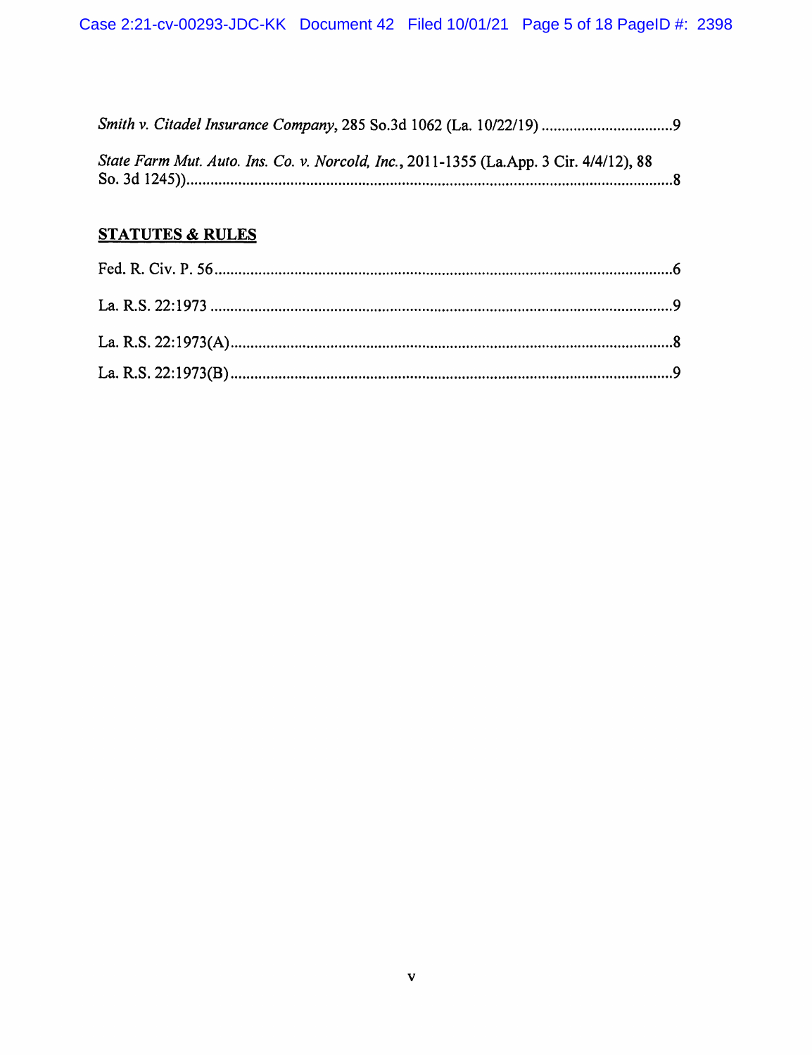*Smith v. Citadel Insurance Company*, 285 So.3d 1062 (La. 10/22/19) ................................9

*State Farm Mut. Auto. Ins. Co. v. Norcold, Inc.*, 2011-1355 (La.App. 3 Cir. 4/4/12), 88 So. 3d 1245)).........................................................................................................................8

**STATUTES & RULES**

Fed. R. Civ. P. 56..................................................................................................................6

La. R.S. 22:1973 ..................................................................................................................9

La. R.S. 22:1973(A)..............................................................................................................8

La. R.S. 22:1973(B)..............................................................................................................9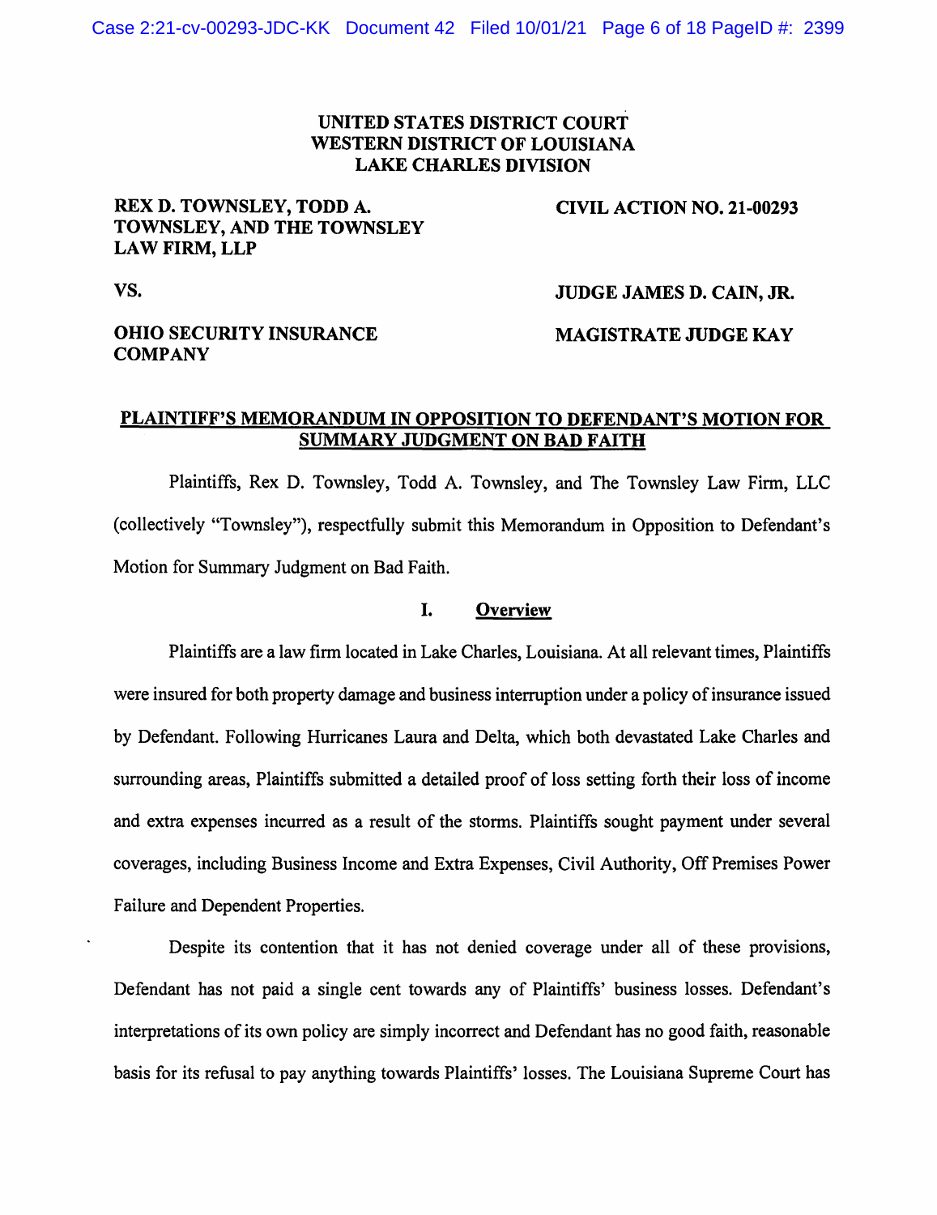**UNITED STATES DISTRICT COURT**
**WESTERN DISTRICT OF LOUISIANA**
**LAKE CHARLES DIVISION**

| | |
|---|---|
| **REX D. TOWNSLEY, TODD A. TOWNSLEY, AND THE TOWNSLEY LAW FIRM, LLP** | **CIVIL ACTION NO. 21-00293** |
| **VS.** | **JUDGE JAMES D. CAIN, JR.** |
| **OHIO SECURITY INSURANCE COMPANY** | **MAGISTRATE JUDGE KAY** |

**PLAINTIFF'S MEMORANDUM IN OPPOSITION TO DEFENDANT'S MOTION FOR SUMMARY JUDGMENT ON BAD FAITH**

Plaintiffs, Rex D. Townsley, Todd A. Townsley, and The Townsley Law Firm, LLC (collectively "Townsley"), respectfully submit this Memorandum in Opposition to Defendant's Motion for Summary Judgment on Bad Faith.

## I. Overview

Plaintiffs are a law firm located in Lake Charles, Louisiana. At all relevant times, Plaintiffs were insured for both property damage and business interruption under a policy of insurance issued by Defendant. Following Hurricanes Laura and Delta, which both devastated Lake Charles and surrounding areas, Plaintiffs submitted a detailed proof of loss setting forth their loss of income and extra expenses incurred as a result of the storms. Plaintiffs sought payment under several coverages, including Business Income and Extra Expenses, Civil Authority, Off Premises Power Failure and Dependent Properties.

Despite its contention that it has not denied coverage under all of these provisions, Defendant has not paid a single cent towards any of Plaintiffs' business losses. Defendant's interpretations of its own policy are simply incorrect and Defendant has no good faith, reasonable basis for its refusal to pay anything towards Plaintiffs' losses. The Louisiana Supreme Court has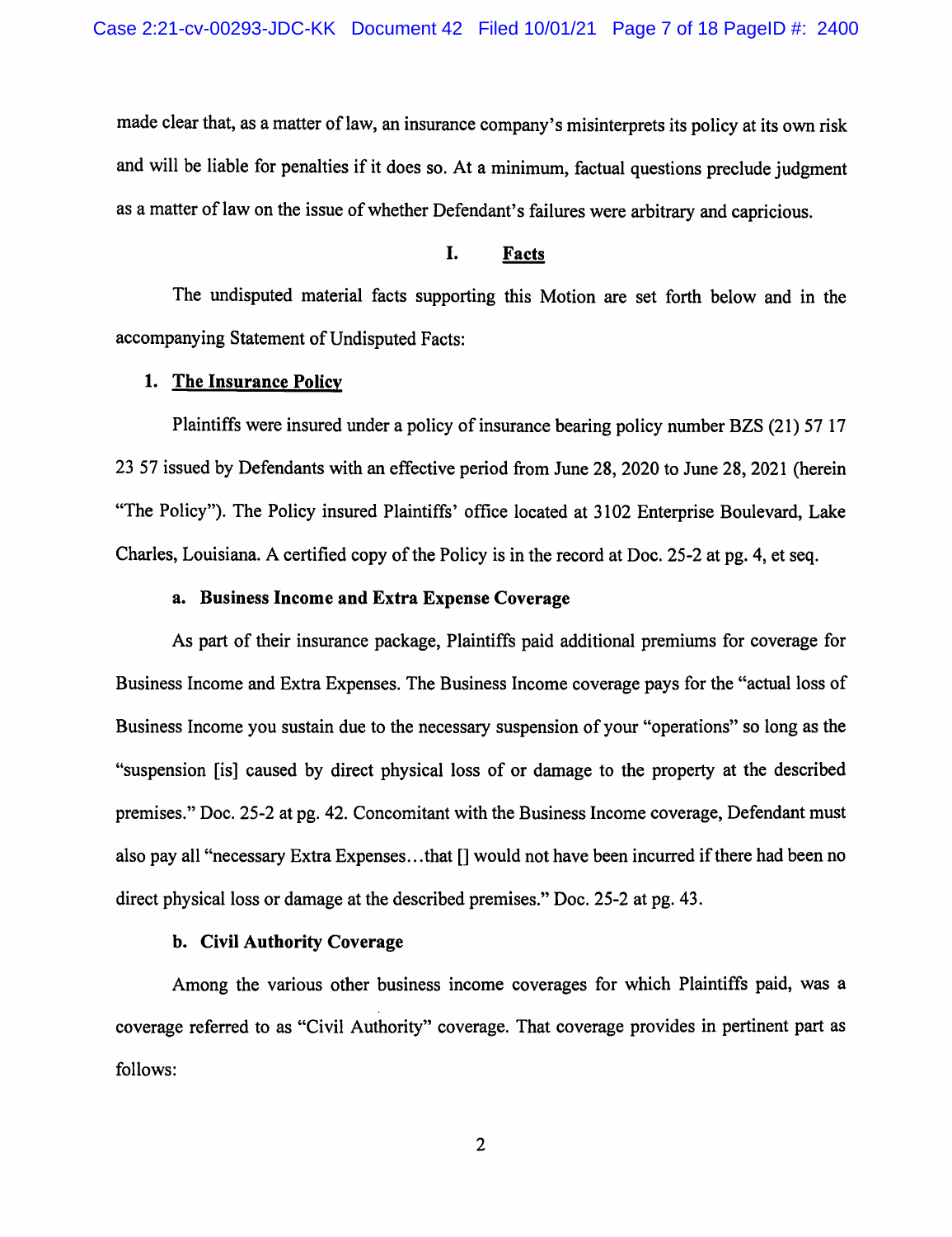made clear that, as a matter of law, an insurance company's misinterprets its policy at its own risk and will be liable for penalties if it does so. At a minimum, factual questions preclude judgment as a matter of law on the issue of whether Defendant's failures were arbitrary and capricious.

## I. Facts

The undisputed material facts supporting this Motion are set forth below and in the accompanying Statement of Undisputed Facts:

### 1. The Insurance Policy

Plaintiffs were insured under a policy of insurance bearing policy number BZS (21) 57 17 23 57 issued by Defendants with an effective period from June 28, 2020 to June 28, 2021 (herein "The Policy"). The Policy insured Plaintiffs' office located at 3102 Enterprise Boulevard, Lake Charles, Louisiana. A certified copy of the Policy is in the record at Doc. 25-2 at pg. 4, et seq.

#### a. Business Income and Extra Expense Coverage

As part of their insurance package, Plaintiffs paid additional premiums for coverage for Business Income and Extra Expenses. The Business Income coverage pays for the "actual loss of Business Income you sustain due to the necessary suspension of your "operations" so long as the "suspension [is] caused by direct physical loss of or damage to the property at the described premises." Doc. 25-2 at pg. 42. Concomitant with the Business Income coverage, Defendant must also pay all "necessary Extra Expenses…that [] would not have been incurred if there had been no direct physical loss or damage at the described premises." Doc. 25-2 at pg. 43.

#### b. Civil Authority Coverage

Among the various other business income coverages for which Plaintiffs paid, was a coverage referred to as "Civil Authority" coverage. That coverage provides in pertinent part as follows: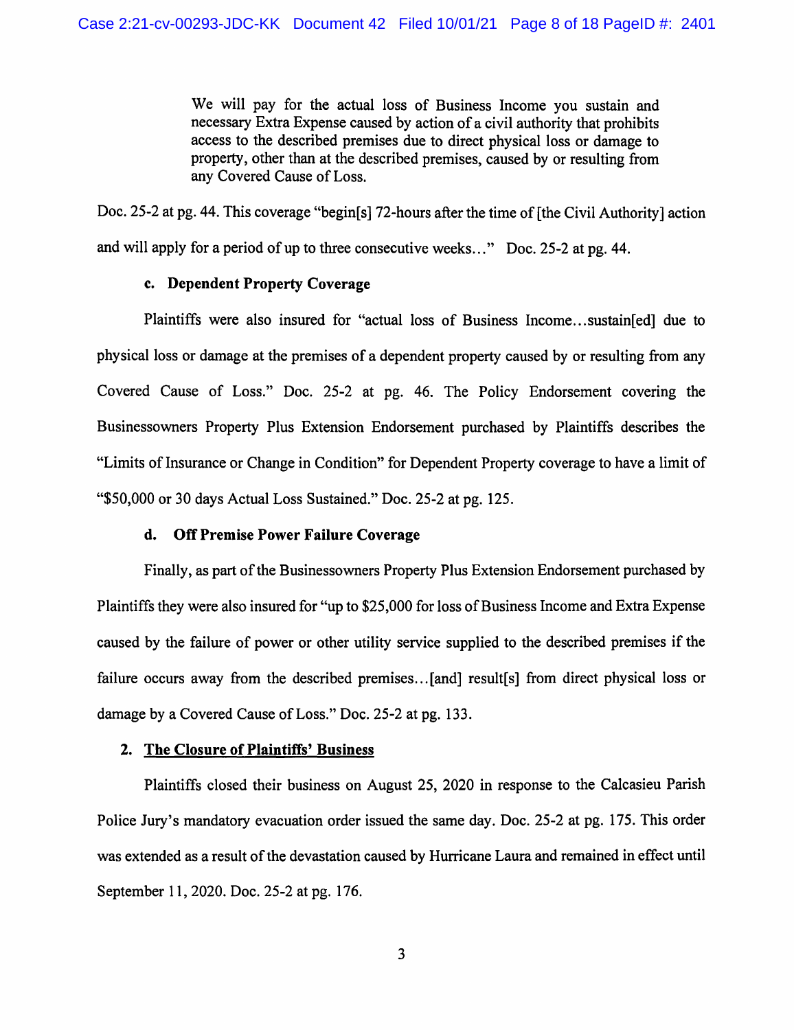> We will pay for the actual loss of Business Income you sustain and necessary Extra Expense caused by action of a civil authority that prohibits access to the described premises due to direct physical loss or damage to property, other than at the described premises, caused by or resulting from any Covered Cause of Loss.

Doc. 25-2 at pg. 44. This coverage "begin[s] 72-hours after the time of [the Civil Authority] action and will apply for a period of up to three consecutive weeks…" Doc. 25-2 at pg. 44.

#### c. Dependent Property Coverage

Plaintiffs were also insured for "actual loss of Business Income…sustain[ed] due to physical loss or damage at the premises of a dependent property caused by or resulting from any Covered Cause of Loss." Doc. 25-2 at pg. 46. The Policy Endorsement covering the Businessowners Property Plus Extension Endorsement purchased by Plaintiffs describes the "Limits of Insurance or Change in Condition" for Dependent Property coverage to have a limit of "$50,000 or 30 days Actual Loss Sustained." Doc. 25-2 at pg. 125.

#### d. Off Premise Power Failure Coverage

Finally, as part of the Businessowners Property Plus Extension Endorsement purchased by Plaintiffs they were also insured for "up to $25,000 for loss of Business Income and Extra Expense caused by the failure of power or other utility service supplied to the described premises if the failure occurs away from the described premises…[and] result[s] from direct physical loss or damage by a Covered Cause of Loss." Doc. 25-2 at pg. 133.

### 2. The Closure of Plaintiffs' Business

Plaintiffs closed their business on August 25, 2020 in response to the Calcasieu Parish Police Jury's mandatory evacuation order issued the same day. Doc. 25-2 at pg. 175. This order was extended as a result of the devastation caused by Hurricane Laura and remained in effect until September 11, 2020. Doc. 25-2 at pg. 176.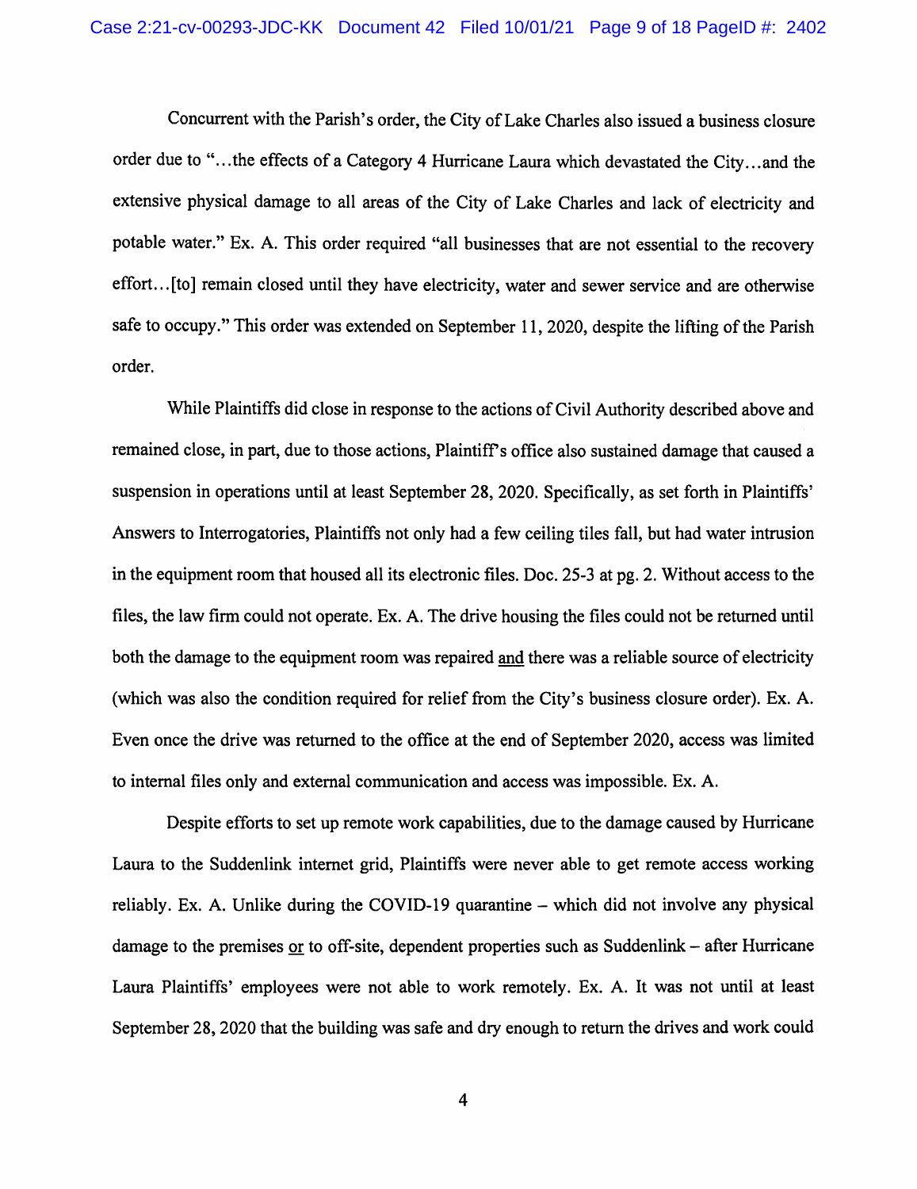Concurrent with the Parish's order, the City of Lake Charles also issued a business closure order due to "...the effects of a Category 4 Hurricane Laura which devastated the City...and the extensive physical damage to all areas of the City of Lake Charles and lack of electricity and potable water." Ex. A. This order required "all businesses that are not essential to the recovery effort...[to] remain closed until they have electricity, water and sewer service and are otherwise safe to occupy." This order was extended on September 11, 2020, despite the lifting of the Parish order.

While Plaintiffs did close in response to the actions of Civil Authority described above and remained close, in part, due to those actions, Plaintiff's office also sustained damage that caused a suspension in operations until at least September 28, 2020. Specifically, as set forth in Plaintiffs' Answers to Interrogatories, Plaintiffs not only had a few ceiling tiles fall, but had water intrusion in the equipment room that housed all its electronic files. Doc. 25-3 at pg. 2. Without access to the files, the law firm could not operate. Ex. A. The drive housing the files could not be returned until both the damage to the equipment room was repaired <u>and</u> there was a reliable source of electricity (which was also the condition required for relief from the City's business closure order). Ex. A. Even once the drive was returned to the office at the end of September 2020, access was limited to internal files only and external communication and access was impossible. Ex. A.

Despite efforts to set up remote work capabilities, due to the damage caused by Hurricane Laura to the Suddenlink internet grid, Plaintiffs were never able to get remote access working reliably. Ex. A. Unlike during the COVID-19 quarantine – which did not involve any physical damage to the premises <u>or</u> to off-site, dependent properties such as Suddenlink – after Hurricane Laura Plaintiffs' employees were not able to work remotely. Ex. A. It was not until at least September 28, 2020 that the building was safe and dry enough to return the drives and work could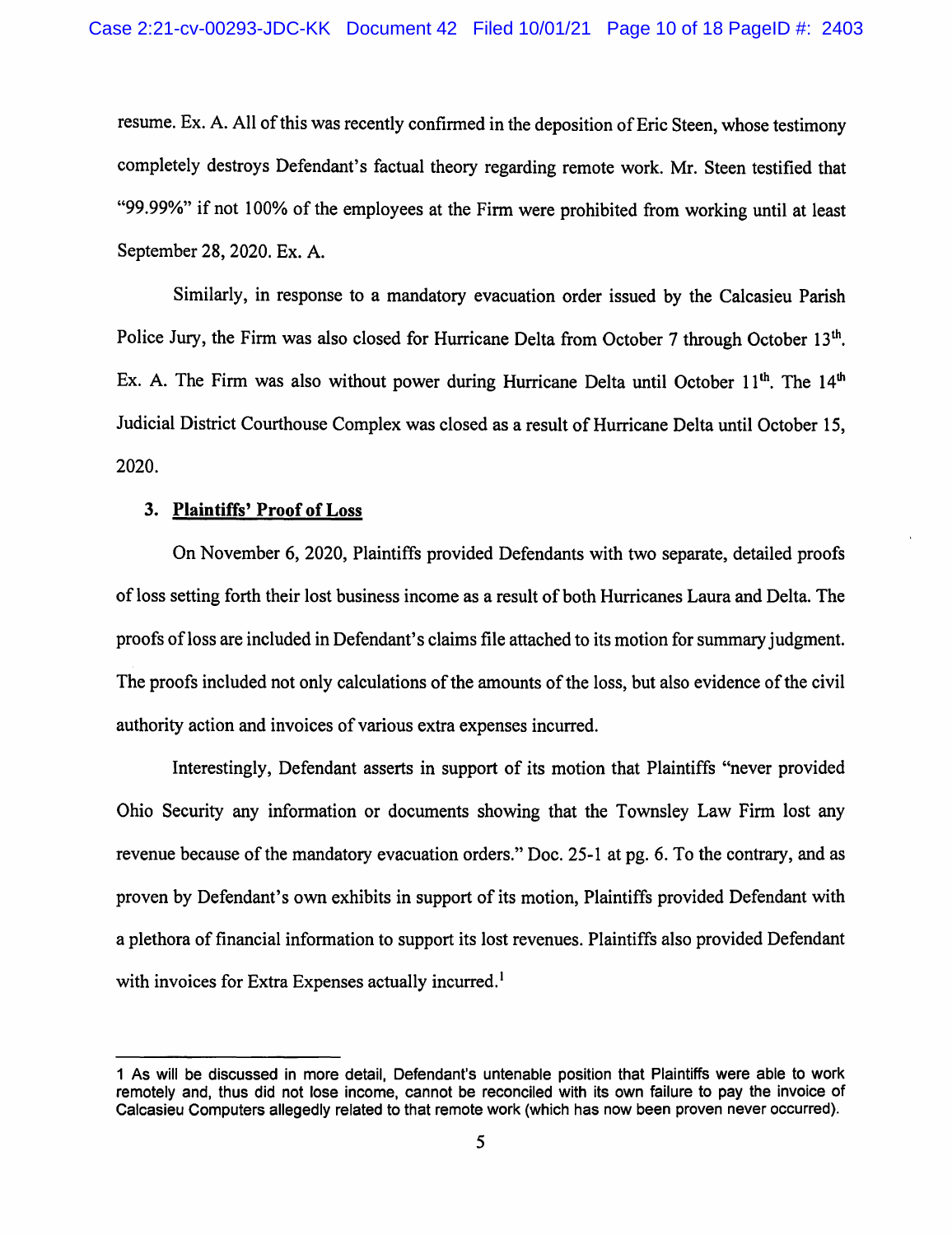resume. Ex. A. All of this was recently confirmed in the deposition of Eric Steen, whose testimony completely destroys Defendant's factual theory regarding remote work. Mr. Steen testified that "99.99%" if not 100% of the employees at the Firm were prohibited from working until at least September 28, 2020. Ex. A.

Similarly, in response to a mandatory evacuation order issued by the Calcasieu Parish Police Jury, the Firm was also closed for Hurricane Delta from October 7 through October 13th. Ex. A. The Firm was also without power during Hurricane Delta until October 11th. The 14th Judicial District Courthouse Complex was closed as a result of Hurricane Delta until October 15, 2020.

### 3. **Plaintiffs' Proof of Loss**

On November 6, 2020, Plaintiffs provided Defendants with two separate, detailed proofs of loss setting forth their lost business income as a result of both Hurricanes Laura and Delta. The proofs of loss are included in Defendant's claims file attached to its motion for summary judgment. The proofs included not only calculations of the amounts of the loss, but also evidence of the civil authority action and invoices of various extra expenses incurred.

Interestingly, Defendant asserts in support of its motion that Plaintiffs "never provided Ohio Security any information or documents showing that the Townsley Law Firm lost any revenue because of the mandatory evacuation orders." Doc. 25-1 at pg. 6. To the contrary, and as proven by Defendant's own exhibits in support of its motion, Plaintiffs provided Defendant with a plethora of financial information to support its lost revenues. Plaintiffs also provided Defendant with invoices for Extra Expenses actually incurred.[1]

---

[1] As will be discussed in more detail, Defendant's untenable position that Plaintiffs were able to work remotely and, thus did not lose income, cannot be reconciled with its own failure to pay the invoice of Calcasieu Computers allegedly related to that remote work (which has now been proven never occurred).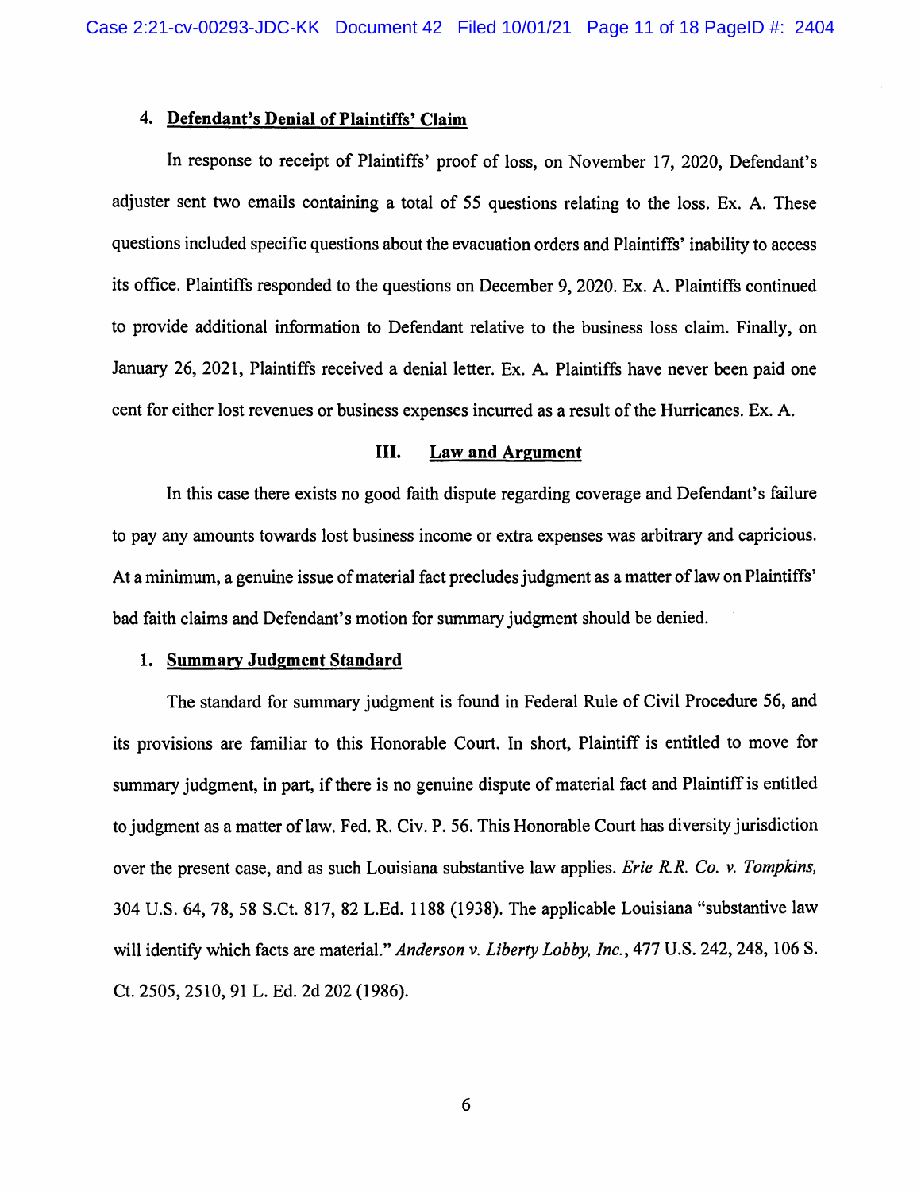### 4. **Defendant's Denial of Plaintiffs' Claim**

In response to receipt of Plaintiffs' proof of loss, on November 17, 2020, Defendant's adjuster sent two emails containing a total of 55 questions relating to the loss. Ex. A. These questions included specific questions about the evacuation orders and Plaintiffs' inability to access its office. Plaintiffs responded to the questions on December 9, 2020. Ex. A. Plaintiffs continued to provide additional information to Defendant relative to the business loss claim. Finally, on January 26, 2021, Plaintiffs received a denial letter. Ex. A. Plaintiffs have never been paid one cent for either lost revenues or business expenses incurred as a result of the Hurricanes. Ex. A.

## III. Law and Argument

In this case there exists no good faith dispute regarding coverage and Defendant's failure to pay any amounts towards lost business income or extra expenses was arbitrary and capricious. At a minimum, a genuine issue of material fact precludes judgment as a matter of law on Plaintiffs' bad faith claims and Defendant's motion for summary judgment should be denied.

### 1. **Summary Judgment Standard**

The standard for summary judgment is found in Federal Rule of Civil Procedure 56, and its provisions are familiar to this Honorable Court. In short, Plaintiff is entitled to move for summary judgment, in part, if there is no genuine dispute of material fact and Plaintiff is entitled to judgment as a matter of law. Fed. R. Civ. P. 56. This Honorable Court has diversity jurisdiction over the present case, and as such Louisiana substantive law applies. *Erie R.R. Co. v. Tompkins,* 304 U.S. 64, 78, 58 S.Ct. 817, 82 L.Ed. 1188 (1938). The applicable Louisiana "substantive law will identify which facts are material." *Anderson v. Liberty Lobby, Inc.*, 477 U.S. 242, 248, 106 S. Ct. 2505, 2510, 91 L. Ed. 2d 202 (1986).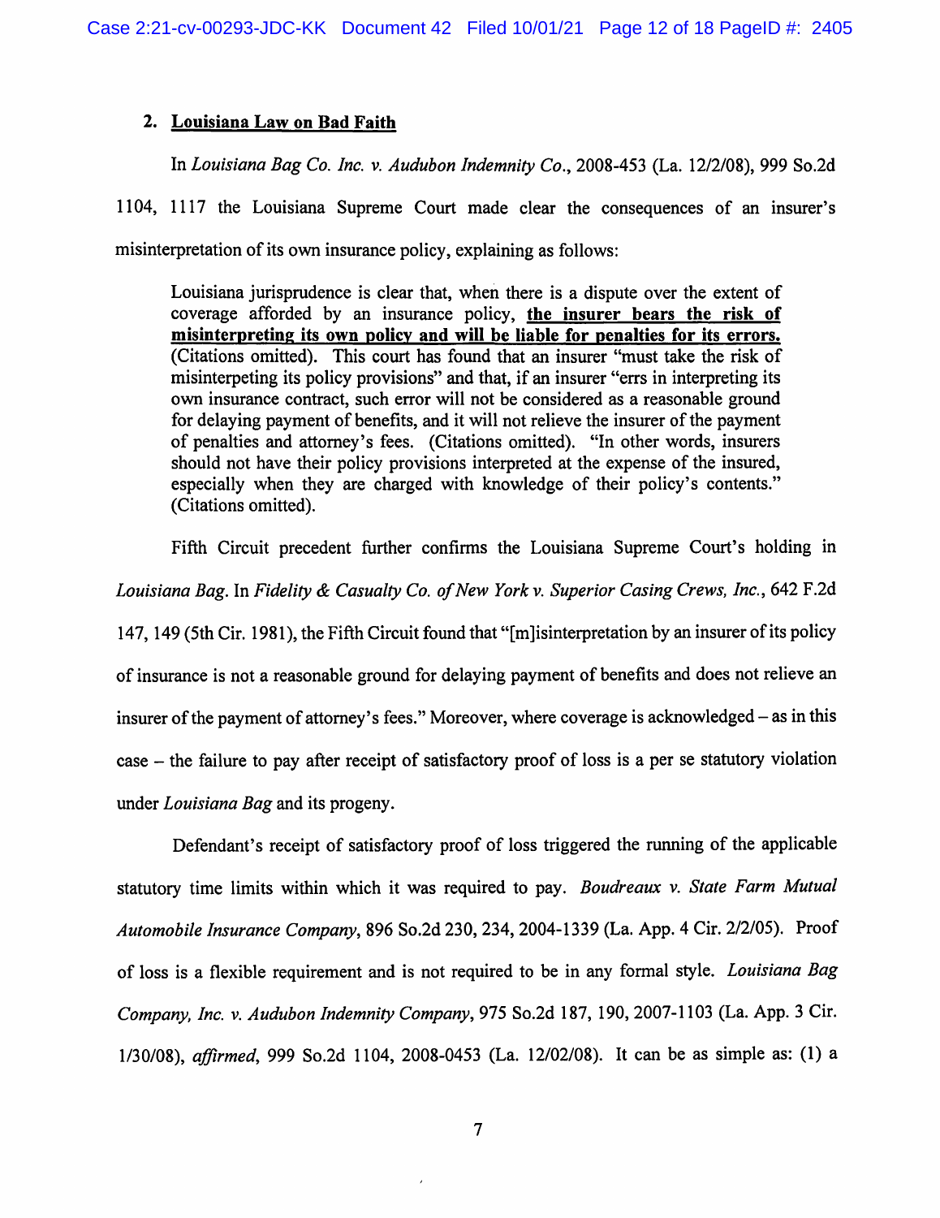## 2. Louisiana Law on Bad Faith

In *Louisiana Bag Co. Inc. v. Audubon Indemnity Co.*, 2008-453 (La. 12/2/08), 999 So.2d 1104, 1117 the Louisiana Supreme Court made clear the consequences of an insurer's misinterpretation of its own insurance policy, explaining as follows:

> Louisiana jurisprudence is clear that, when there is a dispute over the extent of coverage afforded by an insurance policy, **the insurer bears the risk of misinterpreting its own policy and will be liable for penalties for its errors.** (Citations omitted). This court has found that an insurer "must take the risk of misinterpeting its policy provisions" and that, if an insurer "errs in interpreting its own insurance contract, such error will not be considered as a reasonable ground for delaying payment of benefits, and it will not relieve the insurer of the payment of penalties and attorney's fees. (Citations omitted). "In other words, insurers should not have their policy provisions interpreted at the expense of the insured, especially when they are charged with knowledge of their policy's contents." (Citations omitted).

Fifth Circuit precedent further confirms the Louisiana Supreme Court's holding in *Louisiana Bag*. In *Fidelity & Casualty Co. of New York v. Superior Casing Crews, Inc.*, 642 F.2d 147, 149 (5th Cir. 1981), the Fifth Circuit found that "[m]isinterpretation by an insurer of its policy of insurance is not a reasonable ground for delaying payment of benefits and does not relieve an insurer of the payment of attorney's fees." Moreover, where coverage is acknowledged – as in this case – the failure to pay after receipt of satisfactory proof of loss is a per se statutory violation under *Louisiana Bag* and its progeny.

Defendant's receipt of satisfactory proof of loss triggered the running of the applicable statutory time limits within which it was required to pay. *Boudreaux v. State Farm Mutual Automobile Insurance Company*, 896 So.2d 230, 234, 2004-1339 (La. App. 4 Cir. 2/2/05). Proof of loss is a flexible requirement and is not required to be in any formal style. *Louisiana Bag Company, Inc. v. Audubon Indemnity Company*, 975 So.2d 187, 190, 2007-1103 (La. App. 3 Cir. 1/30/08), *affirmed*, 999 So.2d 1104, 2008-0453 (La. 12/02/08). It can be as simple as: (1) a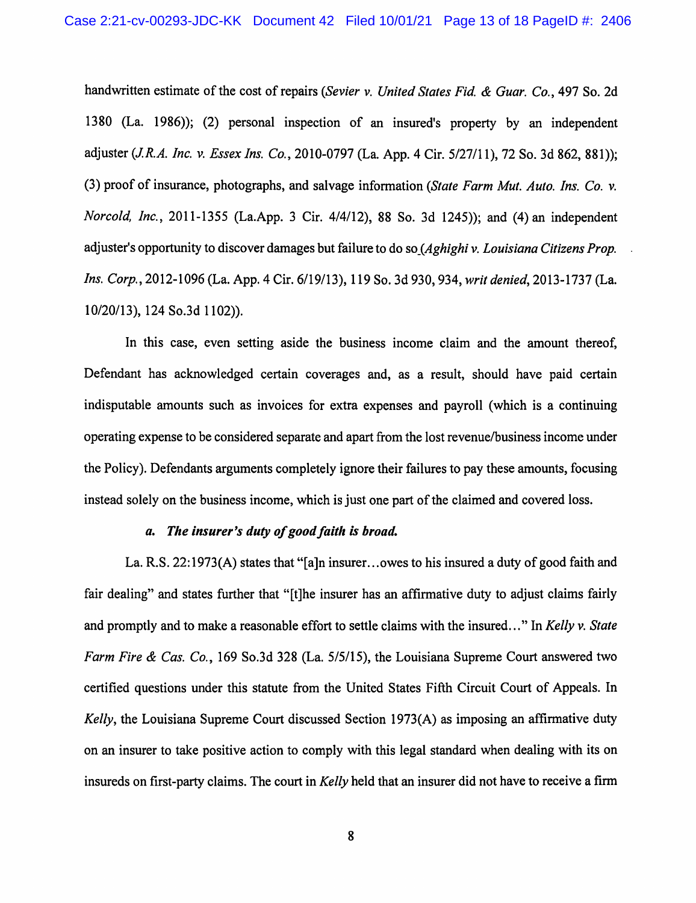handwritten estimate of the cost of repairs (*Sevier v. United States Fid. & Guar. Co.*, 497 So. 2d 1380 (La. 1986)); (2) personal inspection of an insured's property by an independent adjuster (*J.R.A. Inc. v. Essex Ins. Co.*, 2010-0797 (La. App. 4 Cir. 5/27/11), 72 So. 3d 862, 881)); (3) proof of insurance, photographs, and salvage information (*State Farm Mut. Auto. Ins. Co. v. Norcold, Inc.*, 2011-1355 (La.App. 3 Cir. 4/4/12), 88 So. 3d 1245)); and (4) an independent adjuster's opportunity to discover damages but failure to do so (*Aghighi v. Louisiana Citizens Prop. Ins. Corp.*, 2012-1096 (La. App. 4 Cir. 6/19/13), 119 So. 3d 930, 934, *writ denied*, 2013-1737 (La. 10/20/13), 124 So.3d 1102)).

In this case, even setting aside the business income claim and the amount thereof, Defendant has acknowledged certain coverages and, as a result, should have paid certain indisputable amounts such as invoices for extra expenses and payroll (which is a continuing operating expense to be considered separate and apart from the lost revenue/business income under the Policy). Defendants arguments completely ignore their failures to pay these amounts, focusing instead solely on the business income, which is just one part of the claimed and covered loss.

***a. The insurer's duty of good faith is broad.***

La. R.S. 22:1973(A) states that "[a]n insurer…owes to his insured a duty of good faith and fair dealing" and states further that "[t]he insurer has an affirmative duty to adjust claims fairly and promptly and to make a reasonable effort to settle claims with the insured…" In *Kelly v. State Farm Fire & Cas. Co.*, 169 So.3d 328 (La. 5/5/15), the Louisiana Supreme Court answered two certified questions under this statute from the United States Fifth Circuit Court of Appeals. In *Kelly*, the Louisiana Supreme Court discussed Section 1973(A) as imposing an affirmative duty on an insurer to take positive action to comply with this legal standard when dealing with its on insureds on first-party claims. The court in *Kelly* held that an insurer did not have to receive a firm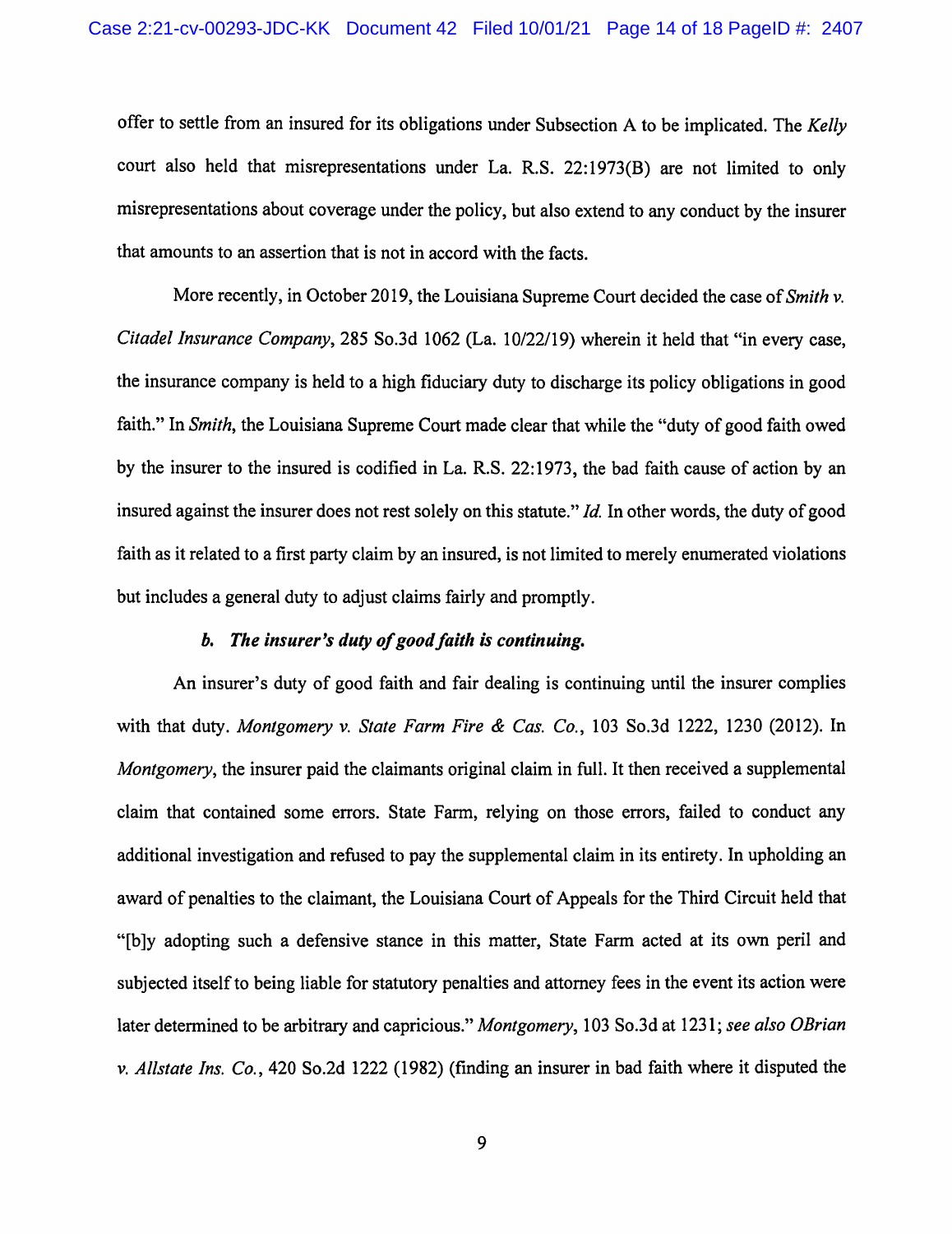offer to settle from an insured for its obligations under Subsection A to be implicated. The *Kelly* court also held that misrepresentations under La. R.S. 22:1973(B) are not limited to only misrepresentations about coverage under the policy, but also extend to any conduct by the insurer that amounts to an assertion that is not in accord with the facts.

More recently, in October 2019, the Louisiana Supreme Court decided the case of *Smith v. Citadel Insurance Company*, 285 So.3d 1062 (La. 10/22/19) wherein it held that "in every case, the insurance company is held to a high fiduciary duty to discharge its policy obligations in good faith." In *Smith*, the Louisiana Supreme Court made clear that while the "duty of good faith owed by the insurer to the insured is codified in La. R.S. 22:1973, the bad faith cause of action by an insured against the insurer does not rest solely on this statute." *Id.* In other words, the duty of good faith as it related to a first party claim by an insured, is not limited to merely enumerated violations but includes a general duty to adjust claims fairly and promptly.

***b. The insurer's duty of good faith is continuing.***

An insurer's duty of good faith and fair dealing is continuing until the insurer complies with that duty. *Montgomery v. State Farm Fire & Cas. Co.*, 103 So.3d 1222, 1230 (2012). In *Montgomery*, the insurer paid the claimants original claim in full. It then received a supplemental claim that contained some errors. State Farm, relying on those errors, failed to conduct any additional investigation and refused to pay the supplemental claim in its entirety. In upholding an award of penalties to the claimant, the Louisiana Court of Appeals for the Third Circuit held that "[b]y adopting such a defensive stance in this matter, State Farm acted at its own peril and subjected itself to being liable for statutory penalties and attorney fees in the event its action were later determined to be arbitrary and capricious." *Montgomery*, 103 So.3d at 1231; *see also OBrian v. Allstate Ins. Co.*, 420 So.2d 1222 (1982) (finding an insurer in bad faith where it disputed the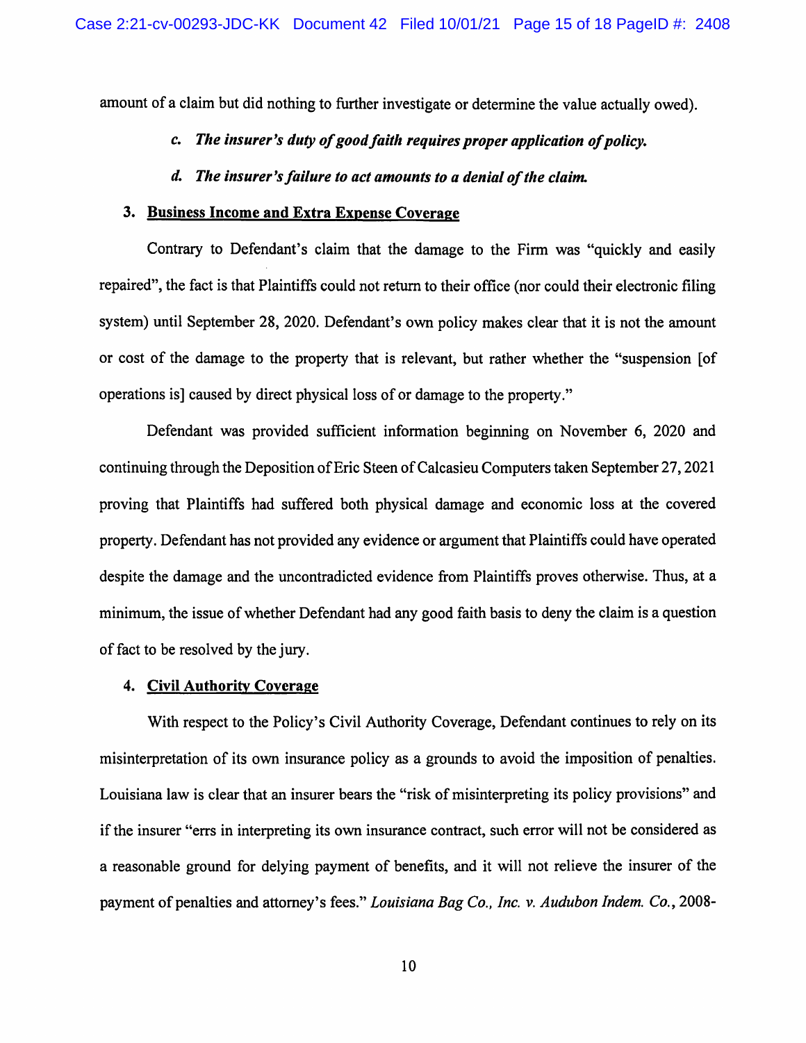amount of a claim but did nothing to further investigate or determine the value actually owed).

*c. The insurer's duty of good faith requires proper application of policy.*

*d. The insurer's failure to act amounts to a denial of the claim.*

**3. <u>Business Income and Extra Expense Coverage</u>**

Contrary to Defendant's claim that the damage to the Firm was "quickly and easily repaired", the fact is that Plaintiffs could not return to their office (nor could their electronic filing system) until September 28, 2020. Defendant's own policy makes clear that it is not the amount or cost of the damage to the property that is relevant, but rather whether the "suspension [of operations is] caused by direct physical loss of or damage to the property."

Defendant was provided sufficient information beginning on November 6, 2020 and continuing through the Deposition of Eric Steen of Calcasieu Computers taken September 27, 2021 proving that Plaintiffs had suffered both physical damage and economic loss at the covered property. Defendant has not provided any evidence or argument that Plaintiffs could have operated despite the damage and the uncontradicted evidence from Plaintiffs proves otherwise. Thus, at a minimum, the issue of whether Defendant had any good faith basis to deny the claim is a question of fact to be resolved by the jury.

**4. <u>Civil Authority Coverage</u>**

With respect to the Policy's Civil Authority Coverage, Defendant continues to rely on its misinterpretation of its own insurance policy as a grounds to avoid the imposition of penalties. Louisiana law is clear that an insurer bears the "risk of misinterpreting its policy provisions" and if the insurer "errs in interpreting its own insurance contract, such error will not be considered as a reasonable ground for delying payment of benefits, and it will not relieve the insurer of the payment of penalties and attorney's fees." *Louisiana Bag Co., Inc. v. Audubon Indem. Co.*, 2008-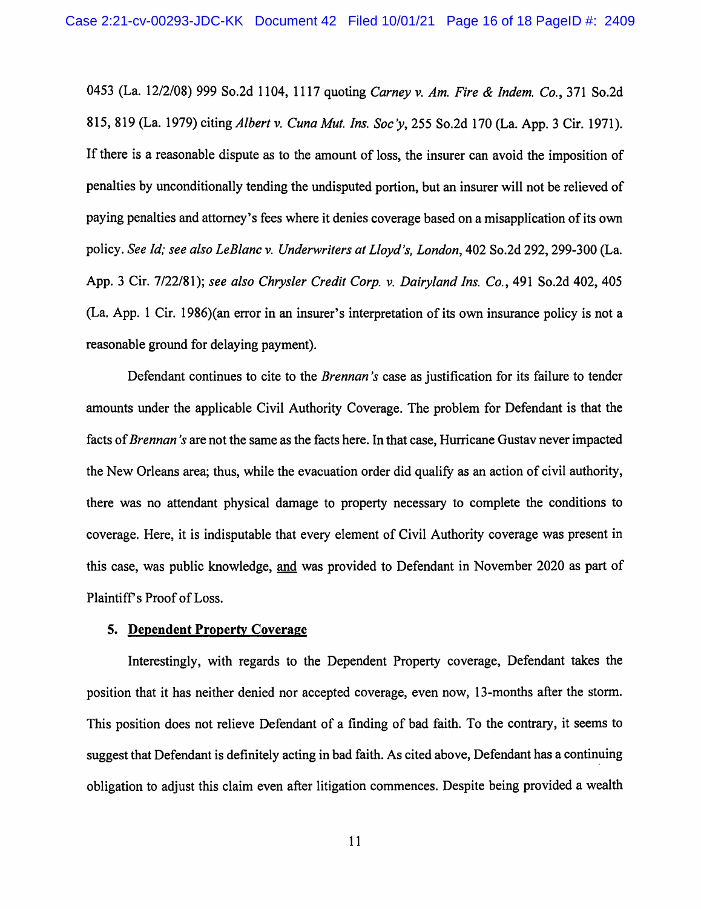0453 (La. 12/2/08) 999 So.2d 1104, 1117 quoting *Carney v. Am. Fire & Indem. Co.*, 371 So.2d 815, 819 (La. 1979) citing *Albert v. Cuna Mut. Ins. Soc'y*, 255 So.2d 170 (La. App. 3 Cir. 1971). If there is a reasonable dispute as to the amount of loss, the insurer can avoid the imposition of penalties by unconditionally tending the undisputed portion, but an insurer will not be relieved of paying penalties and attorney's fees where it denies coverage based on a misapplication of its own policy. *See Id; see also LeBlanc v. Underwriters at Lloyd's, London*, 402 So.2d 292, 299-300 (La. App. 3 Cir. 7/22/81); *see also Chrysler Credit Corp. v. Dairyland Ins. Co.*, 491 So.2d 402, 405 (La. App. 1 Cir. 1986)(an error in an insurer's interpretation of its own insurance policy is not a reasonable ground for delaying payment).

Defendant continues to cite to the *Brennan's* case as justification for its failure to tender amounts under the applicable Civil Authority Coverage. The problem for Defendant is that the facts of *Brennan's* are not the same as the facts here. In that case, Hurricane Gustav never impacted the New Orleans area; thus, while the evacuation order did qualify as an action of civil authority, there was no attendant physical damage to property necessary to complete the conditions to coverage. Here, it is indisputable that every element of Civil Authority coverage was present in this case, was public knowledge, <u>and</u> was provided to Defendant in November 2020 as part of Plaintiff's Proof of Loss.

**5. <u>Dependent Property Coverage</u>**

Interestingly, with regards to the Dependent Property coverage, Defendant takes the position that it has neither denied nor accepted coverage, even now, 13-months after the storm. This position does not relieve Defendant of a finding of bad faith. To the contrary, it seems to suggest that Defendant is definitely acting in bad faith. As cited above, Defendant has a continuing obligation to adjust this claim even after litigation commences. Despite being provided a wealth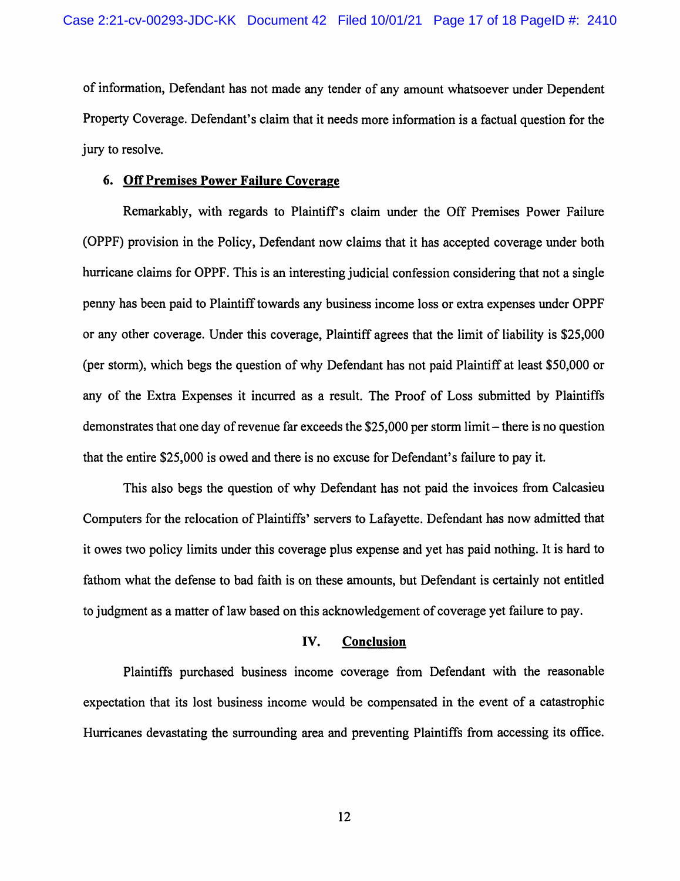of information, Defendant has not made any tender of any amount whatsoever under Dependent Property Coverage. Defendant's claim that it needs more information is a factual question for the jury to resolve.

**6. Off Premises Power Failure Coverage**

Remarkably, with regards to Plaintiff's claim under the Off Premises Power Failure (OPPF) provision in the Policy, Defendant now claims that it has accepted coverage under both hurricane claims for OPPF. This is an interesting judicial confession considering that not a single penny has been paid to Plaintiff towards any business income loss or extra expenses under OPPF or any other coverage. Under this coverage, Plaintiff agrees that the limit of liability is $25,000 (per storm), which begs the question of why Defendant has not paid Plaintiff at least $50,000 or any of the Extra Expenses it incurred as a result. The Proof of Loss submitted by Plaintiffs demonstrates that one day of revenue far exceeds the $25,000 per storm limit – there is no question that the entire $25,000 is owed and there is no excuse for Defendant's failure to pay it.

This also begs the question of why Defendant has not paid the invoices from Calcasieu Computers for the relocation of Plaintiffs' servers to Lafayette. Defendant has now admitted that it owes two policy limits under this coverage plus expense and yet has paid nothing. It is hard to fathom what the defense to bad faith is on these amounts, but Defendant is certainly not entitled to judgment as a matter of law based on this acknowledgement of coverage yet failure to pay.

## IV. Conclusion

Plaintiffs purchased business income coverage from Defendant with the reasonable expectation that its lost business income would be compensated in the event of a catastrophic Hurricanes devastating the surrounding area and preventing Plaintiffs from accessing its office.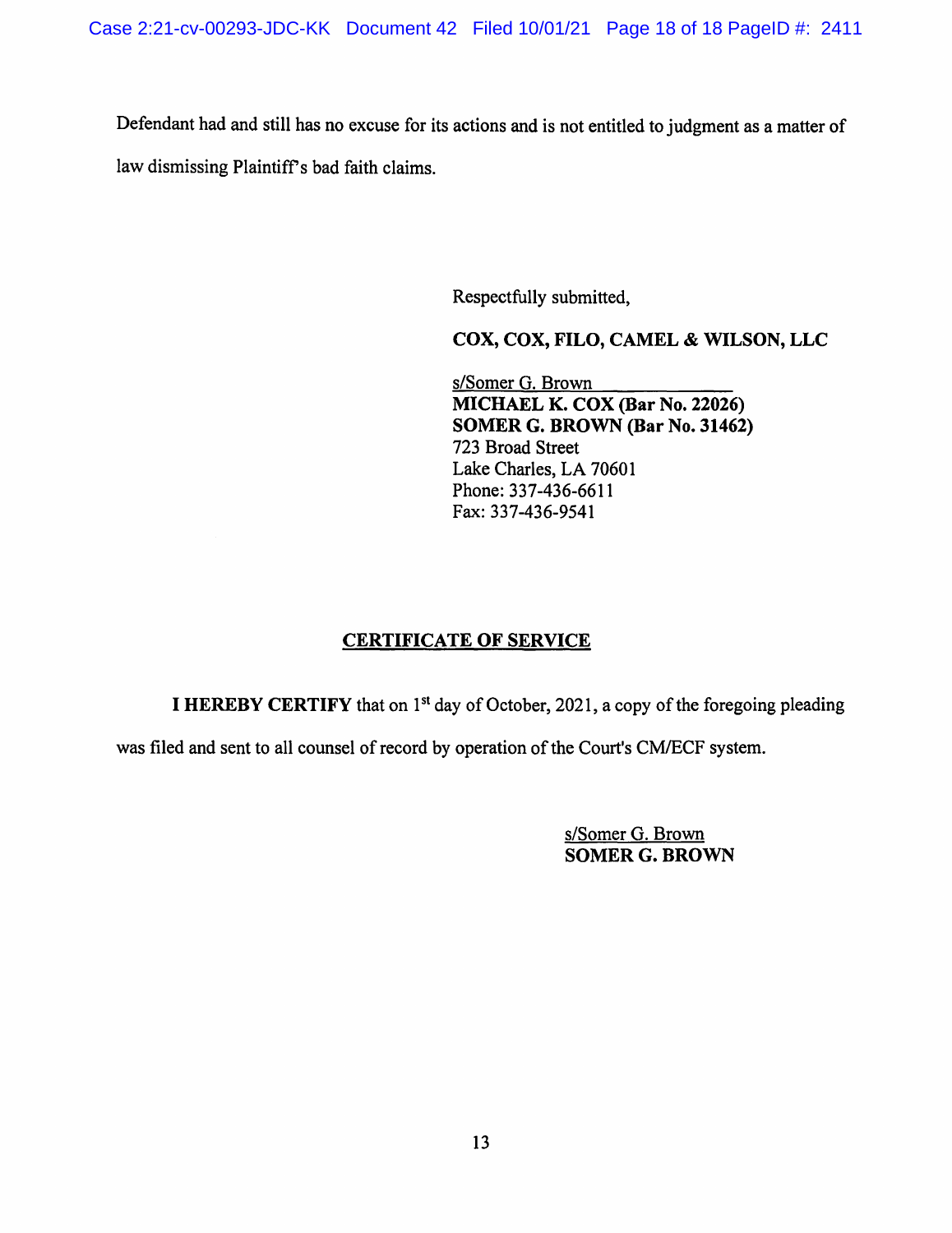Defendant had and still has no excuse for its actions and is not entitled to judgment as a matter of law dismissing Plaintiff's bad faith claims.

Respectfully submitted,

**COX, COX, FILO, CAMEL & WILSON, LLC**

s/Somer G. Brown
**MICHAEL K. COX (Bar No. 22026)**
**SOMER G. BROWN (Bar No. 31462)**
723 Broad Street
Lake Charles, LA 70601
Phone: 337-436-6611
Fax: 337-436-9541

## CERTIFICATE OF SERVICE

**I HEREBY CERTIFY** that on 1st day of October, 2021, a copy of the foregoing pleading was filed and sent to all counsel of record by operation of the Court's CM/ECF system.

s/Somer G. Brown
**SOMER G. BROWN**